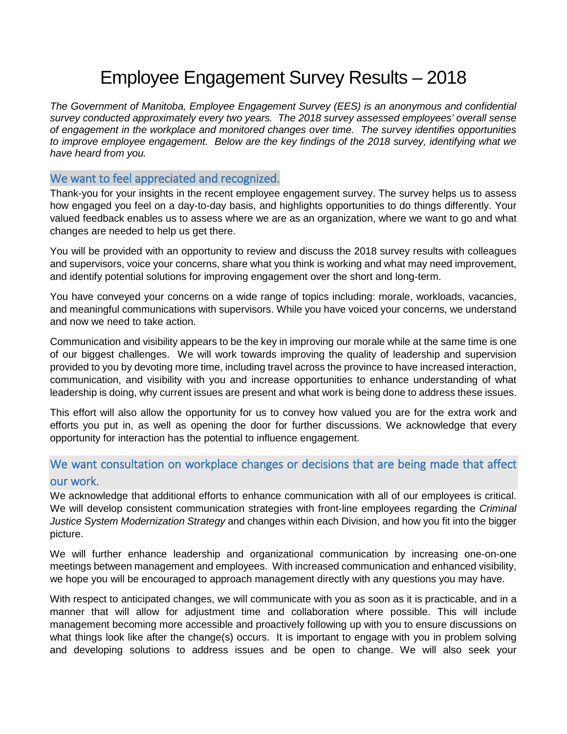# Employee Engagement Survey Results – 2018

*The Government of Manitoba, Employee Engagement Survey (EES) is an anonymous and confidential survey conducted approximately every two years. The 2018 survey assessed employees' overall sense of engagement in the workplace and monitored changes over time. The survey identifies opportunities to improve employee engagement. Below are the key findings of the 2018 survey, identifying what we have heard from you.*

## We want to feel appreciated and recognized.

Thank-you for your insights in the recent employee engagement survey. The survey helps us to assess how engaged you feel on a day-to-day basis, and highlights opportunities to do things differently. Your valued feedback enables us to assess where we are as an organization, where we want to go and what changes are needed to help us get there.

You will be provided with an opportunity to review and discuss the 2018 survey results with colleagues and supervisors, voice your concerns, share what you think is working and what may need improvement, and identify potential solutions for improving engagement over the short and long-term.

You have conveyed your concerns on a wide range of topics including: morale, workloads, vacancies, and meaningful communications with supervisors. While you have voiced your concerns, we understand and now we need to take action.

Communication and visibility appears to be the key in improving our morale while at the same time is one of our biggest challenges. We will work towards improving the quality of leadership and supervision provided to you by devoting more time, including travel across the province to have increased interaction, communication, and visibility with you and increase opportunities to enhance understanding of what leadership is doing, why current issues are present and what work is being done to address these issues.

This effort will also allow the opportunity for us to convey how valued you are for the extra work and efforts you put in, as well as opening the door for further discussions. We acknowledge that every opportunity for interaction has the potential to influence engagement.

## We want consultation on workplace changes or decisions that are being made that affect our work.

We acknowledge that additional efforts to enhance communication with all of our employees is critical. We will develop consistent communication strategies with front-line employees regarding the *Criminal Justice System Modernization Strategy* and changes within each Division, and how you fit into the bigger picture.

We will further enhance leadership and organizational communication by increasing one-on-one meetings between management and employees. With increased communication and enhanced visibility, we hope you will be encouraged to approach management directly with any questions you may have.

With respect to anticipated changes, we will communicate with you as soon as it is practicable, and in a manner that will allow for adjustment time and collaboration where possible. This will include management becoming more accessible and proactively following up with you to ensure discussions on what things look like after the change(s) occurs. It is important to engage with you in problem solving and developing solutions to address issues and be open to change. We will also seek your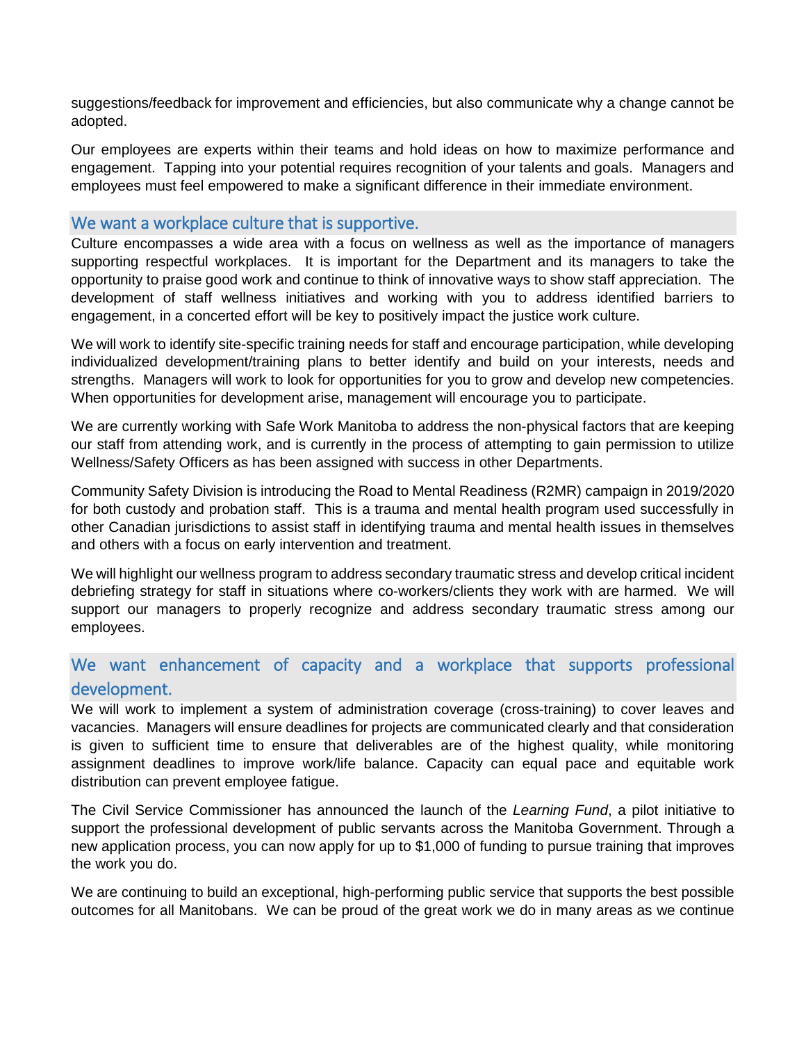suggestions/feedback for improvement and efficiencies, but also communicate why a change cannot be adopted.

Our employees are experts within their teams and hold ideas on how to maximize performance and engagement. Tapping into your potential requires recognition of your talents and goals. Managers and employees must feel empowered to make a significant difference in their immediate environment.

## We want a workplace culture that is supportive.

Culture encompasses a wide area with a focus on wellness as well as the importance of managers supporting respectful workplaces. It is important for the Department and its managers to take the opportunity to praise good work and continue to think of innovative ways to show staff appreciation. The development of staff wellness initiatives and working with you to address identified barriers to engagement, in a concerted effort will be key to positively impact the justice work culture.

We will work to identify site-specific training needs for staff and encourage participation, while developing individualized development/training plans to better identify and build on your interests, needs and strengths. Managers will work to look for opportunities for you to grow and develop new competencies. When opportunities for development arise, management will encourage you to participate.

We are currently working with Safe Work Manitoba to address the non-physical factors that are keeping our staff from attending work, and is currently in the process of attempting to gain permission to utilize Wellness/Safety Officers as has been assigned with success in other Departments.

Community Safety Division is introducing the Road to Mental Readiness (R2MR) campaign in 2019/2020 for both custody and probation staff. This is a trauma and mental health program used successfully in other Canadian jurisdictions to assist staff in identifying trauma and mental health issues in themselves and others with a focus on early intervention and treatment.

We will highlight our wellness program to address secondary traumatic stress and develop critical incident debriefing strategy for staff in situations where co-workers/clients they work with are harmed. We will support our managers to properly recognize and address secondary traumatic stress among our employees.

## We want enhancement of capacity and a workplace that supports professional development.

We will work to implement a system of administration coverage (cross-training) to cover leaves and vacancies. Managers will ensure deadlines for projects are communicated clearly and that consideration is given to sufficient time to ensure that deliverables are of the highest quality, while monitoring assignment deadlines to improve work/life balance. Capacity can equal pace and equitable work distribution can prevent employee fatigue.

The Civil Service Commissioner has announced the launch of the *Learning Fund*, a pilot initiative to support the professional development of public servants across the Manitoba Government. Through a new application process, you can now apply for up to $1,000 of funding to pursue training that improves the work you do.

We are continuing to build an exceptional, high-performing public service that supports the best possible outcomes for all Manitobans. We can be proud of the great work we do in many areas as we continue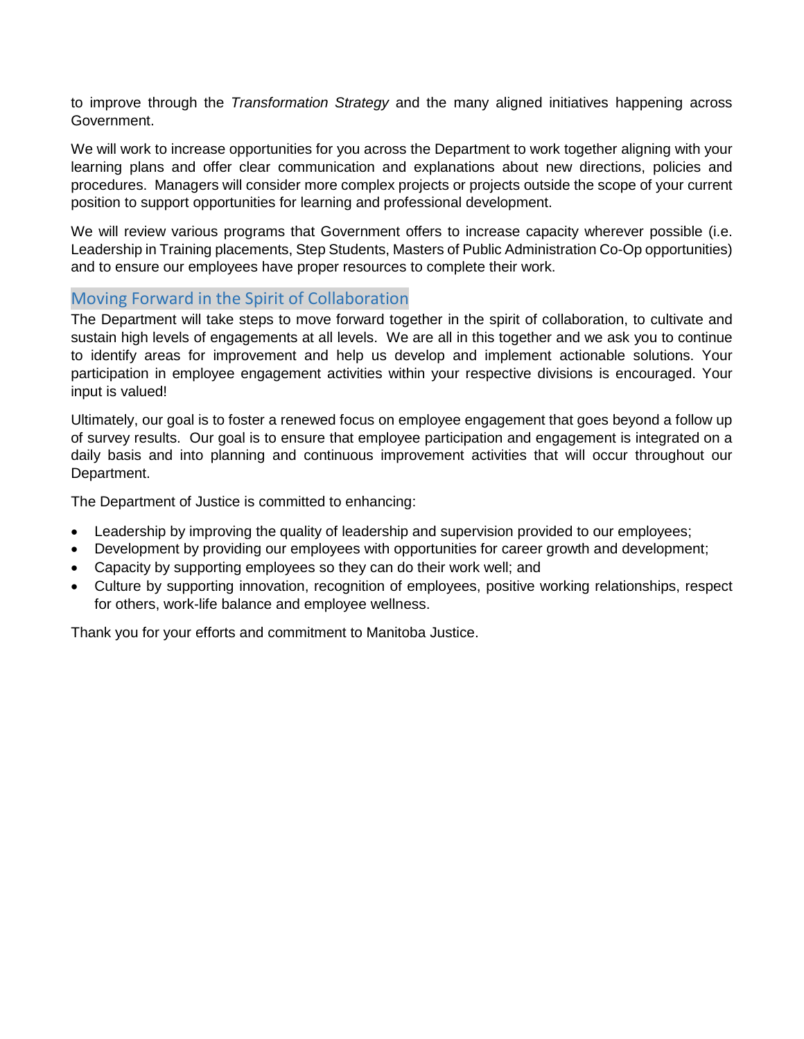to improve through the *Transformation Strategy* and the many aligned initiatives happening across Government.

We will work to increase opportunities for you across the Department to work together aligning with your learning plans and offer clear communication and explanations about new directions, policies and procedures. Managers will consider more complex projects or projects outside the scope of your current position to support opportunities for learning and professional development.

We will review various programs that Government offers to increase capacity wherever possible (i.e. Leadership in Training placements, Step Students, Masters of Public Administration Co-Op opportunities) and to ensure our employees have proper resources to complete their work.

## Moving Forward in the Spirit of Collaboration

The Department will take steps to move forward together in the spirit of collaboration, to cultivate and sustain high levels of engagements at all levels. We are all in this together and we ask you to continue to identify areas for improvement and help us develop and implement actionable solutions. Your participation in employee engagement activities within your respective divisions is encouraged. Your input is valued!

Ultimately, our goal is to foster a renewed focus on employee engagement that goes beyond a follow up of survey results. Our goal is to ensure that employee participation and engagement is integrated on a daily basis and into planning and continuous improvement activities that will occur throughout our Department.

The Department of Justice is committed to enhancing:

- Leadership by improving the quality of leadership and supervision provided to our employees;
- Development by providing our employees with opportunities for career growth and development;
- Capacity by supporting employees so they can do their work well; and
- Culture by supporting innovation, recognition of employees, positive working relationships, respect for others, work-life balance and employee wellness.

Thank you for your efforts and commitment to Manitoba Justice.